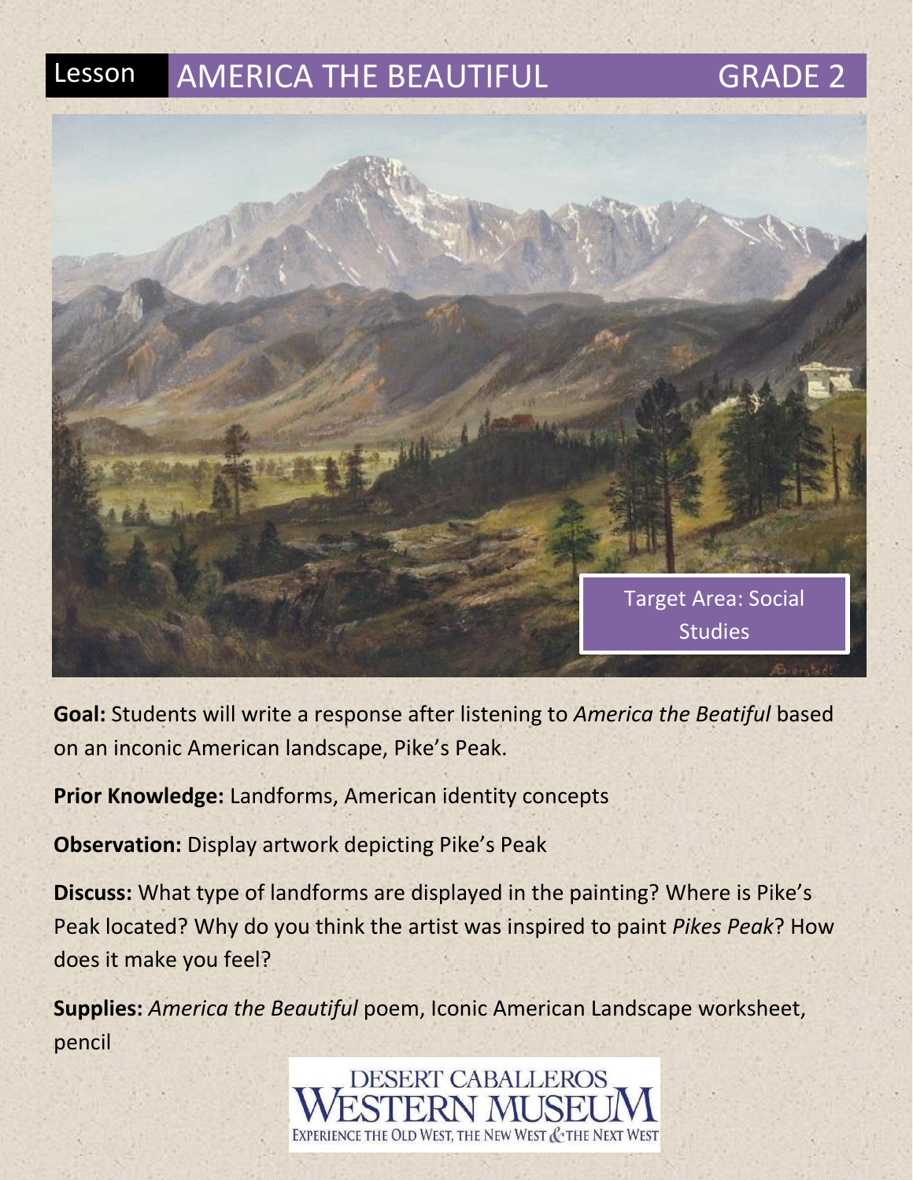# Lesson AMERICA THE BEAUTIFUL GRADE 2

Target Area: Social Studies

**Goal:** Students will write a response after listening to *America the Beatiful* based on an inconic American landscape, Pike's Peak.

**Prior Knowledge:** Landforms, American identity concepts

**Observation:** Display artwork depicting Pike's Peak

**Discuss:** What type of landforms are displayed in the painting? Where is Pike's Peak located? Why do you think the artist was inspired to paint *Pikes Peak*? How does it make you feel?

**Supplies:** *America the Beautiful* poem, Iconic American Landscape worksheet, pencil

DESERT CABALLEROS WESTERN MUSEUM
EXPERIENCE THE OLD WEST, THE NEW WEST & THE NEXT WEST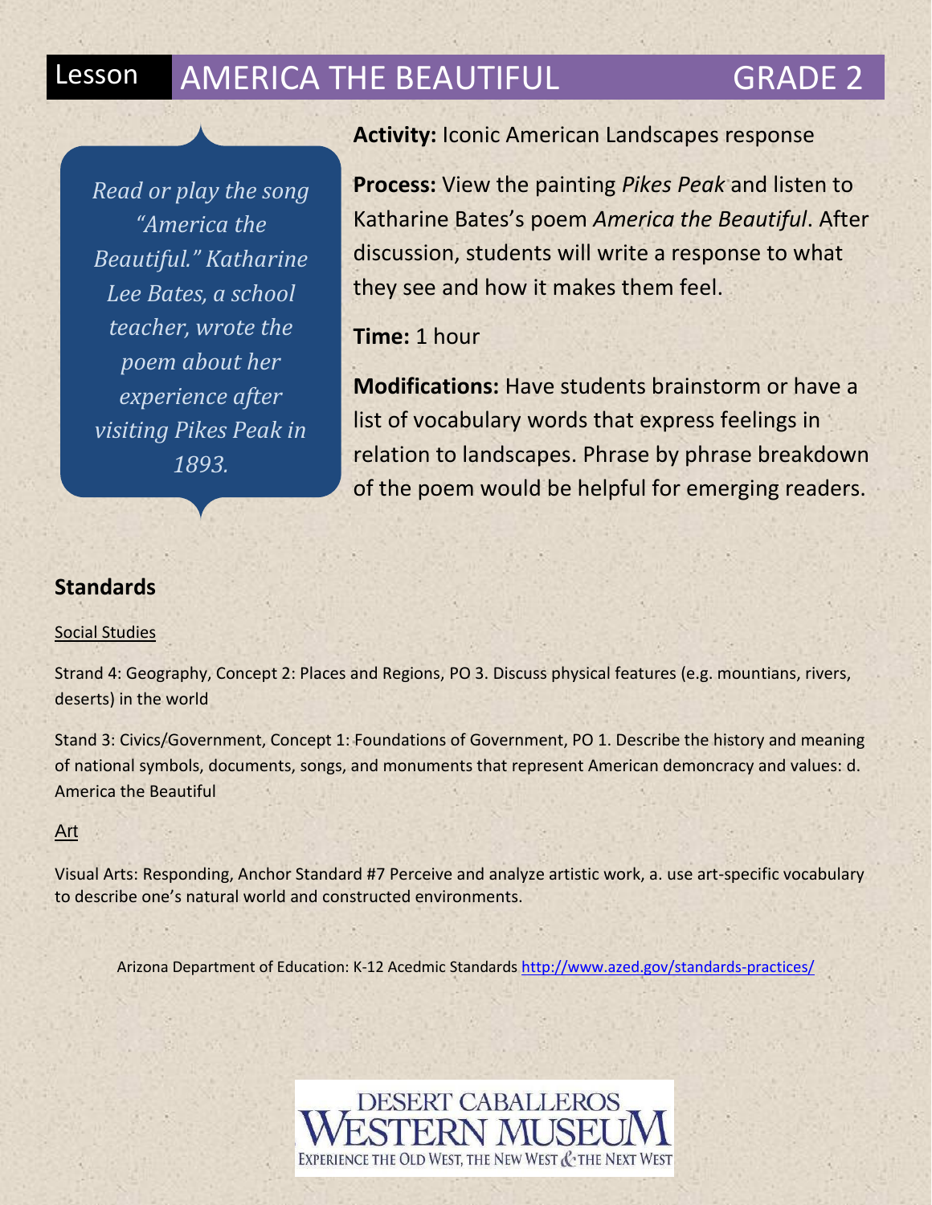# Lesson AMERICA THE BEAUTIFUL GRADE 2

*Read or play the song "America the Beautiful." Katharine Lee Bates, a school teacher, wrote the poem about her experience after visiting Pikes Peak in 1893.*

**Activity:** Iconic American Landscapes response

**Process:** View the painting *Pikes Peak* and listen to Katharine Bates's poem *America the Beautiful*. After discussion, students will write a response to what they see and how it makes them feel.

**Time:** 1 hour

**Modifications:** Have students brainstorm or have a list of vocabulary words that express feelings in relation to landscapes. Phrase by phrase breakdown of the poem would be helpful for emerging readers.

## Standards

Social Studies

Strand 4: Geography, Concept 2: Places and Regions, PO 3. Discuss physical features (e.g. mountians, rivers, deserts) in the world

Stand 3: Civics/Government, Concept 1: Foundations of Government, PO 1. Describe the history and meaning of national symbols, documents, songs, and monuments that represent American demoncracy and values: d. America the Beautiful

Art

Visual Arts: Responding, Anchor Standard #7 Perceive and analyze artistic work, a. use art-specific vocabulary to describe one's natural world and constructed environments.

Arizona Department of Education: K-12 Acedmic Standards http://www.azed.gov/standards-practices/

DESERT CABALLEROS WESTERN MUSEUM
EXPERIENCE THE OLD WEST, THE NEW WEST & THE NEXT WEST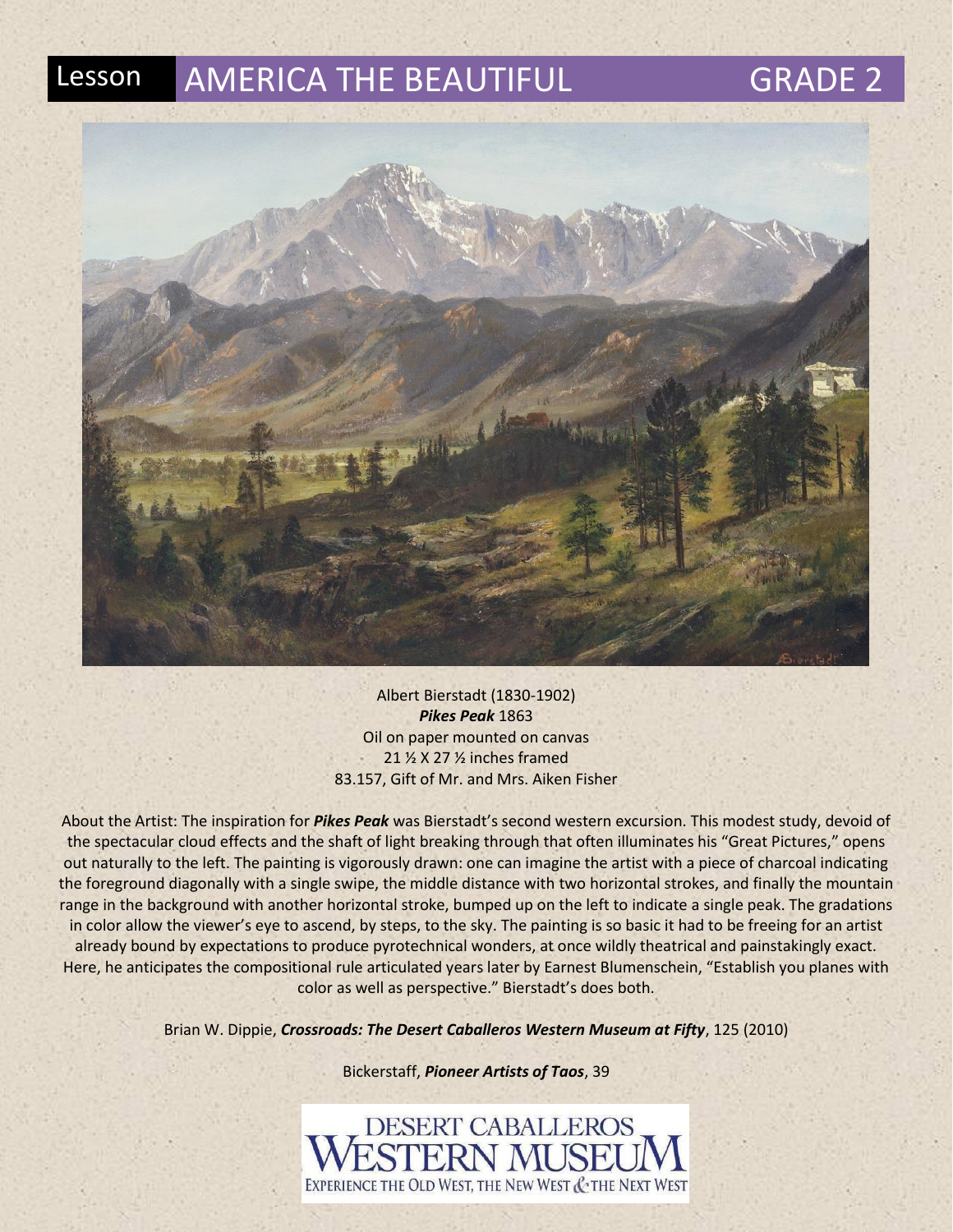# Lesson AMERICA THE BEAUTIFUL GRADE 2

Albert Bierstadt (1830-1902)
***Pikes Peak*** 1863
Oil on paper mounted on canvas
21 ½ X 27 ½ inches framed
83.157, Gift of Mr. and Mrs. Aiken Fisher

About the Artist: The inspiration for ***Pikes Peak*** was Bierstadt's second western excursion. This modest study, devoid of the spectacular cloud effects and the shaft of light breaking through that often illuminates his "Great Pictures," opens out naturally to the left. The painting is vigorously drawn: one can imagine the artist with a piece of charcoal indicating the foreground diagonally with a single swipe, the middle distance with two horizontal strokes, and finally the mountain range in the background with another horizontal stroke, bumped up on the left to indicate a single peak. The gradations in color allow the viewer's eye to ascend, by steps, to the sky. The painting is so basic it had to be freeing for an artist already bound by expectations to produce pyrotechnical wonders, at once wildly theatrical and painstakingly exact. Here, he anticipates the compositional rule articulated years later by Earnest Blumenschein, "Establish you planes with color as well as perspective." Bierstadt's does both.

Brian W. Dippie, ***Crossroads: The Desert Caballeros Western Museum at Fifty***, 125 (2010)

Bickerstaff, ***Pioneer Artists of Taos***, 39

DESERT CABALLEROS WESTERN MUSEUM
EXPERIENCE THE OLD WEST, THE NEW WEST & THE NEXT WEST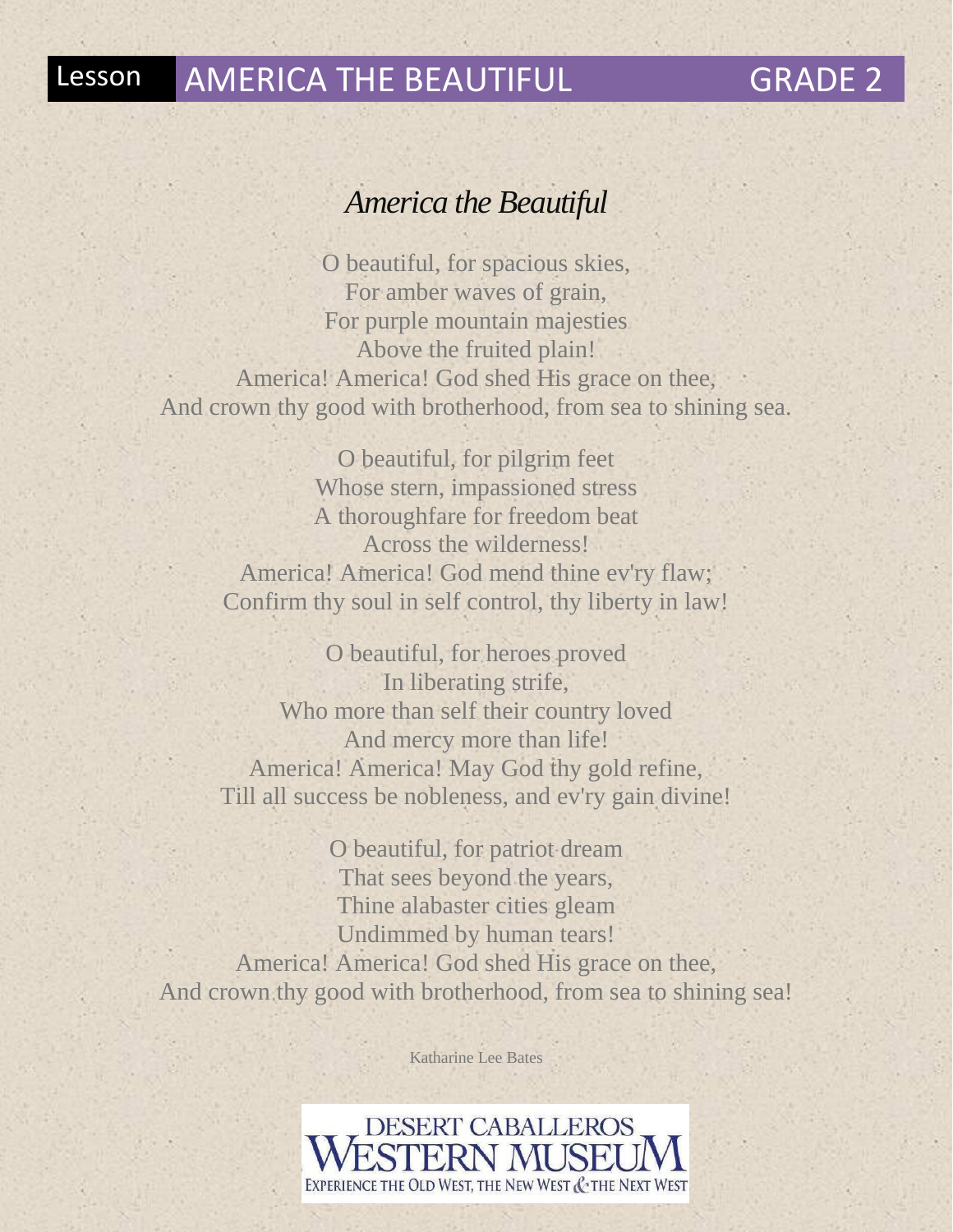# *America the Beautiful*

O beautiful, for spacious skies,
For amber waves of grain,
For purple mountain majesties
Above the fruited plain!
America! America! God shed His grace on thee,
And crown thy good with brotherhood, from sea to shining sea.

O beautiful, for pilgrim feet
Whose stern, impassioned stress
A thoroughfare for freedom beat
Across the wilderness!
America! America! God mend thine ev'ry flaw;
Confirm thy soul in self control, thy liberty in law!

O beautiful, for heroes proved
In liberating strife,
Who more than self their country loved
And mercy more than life!
America! America! May God thy gold refine,
Till all success be nobleness, and ev'ry gain divine!

O beautiful, for patriot dream
That sees beyond the years,
Thine alabaster cities gleam
Undimmed by human tears!
America! America! God shed His grace on thee,
And crown thy good with brotherhood, from sea to shining sea!

Katharine Lee Bates

DESERT CABALLEROS WESTERN MUSEUM
EXPERIENCE THE OLD WEST, THE NEW WEST & THE NEXT WEST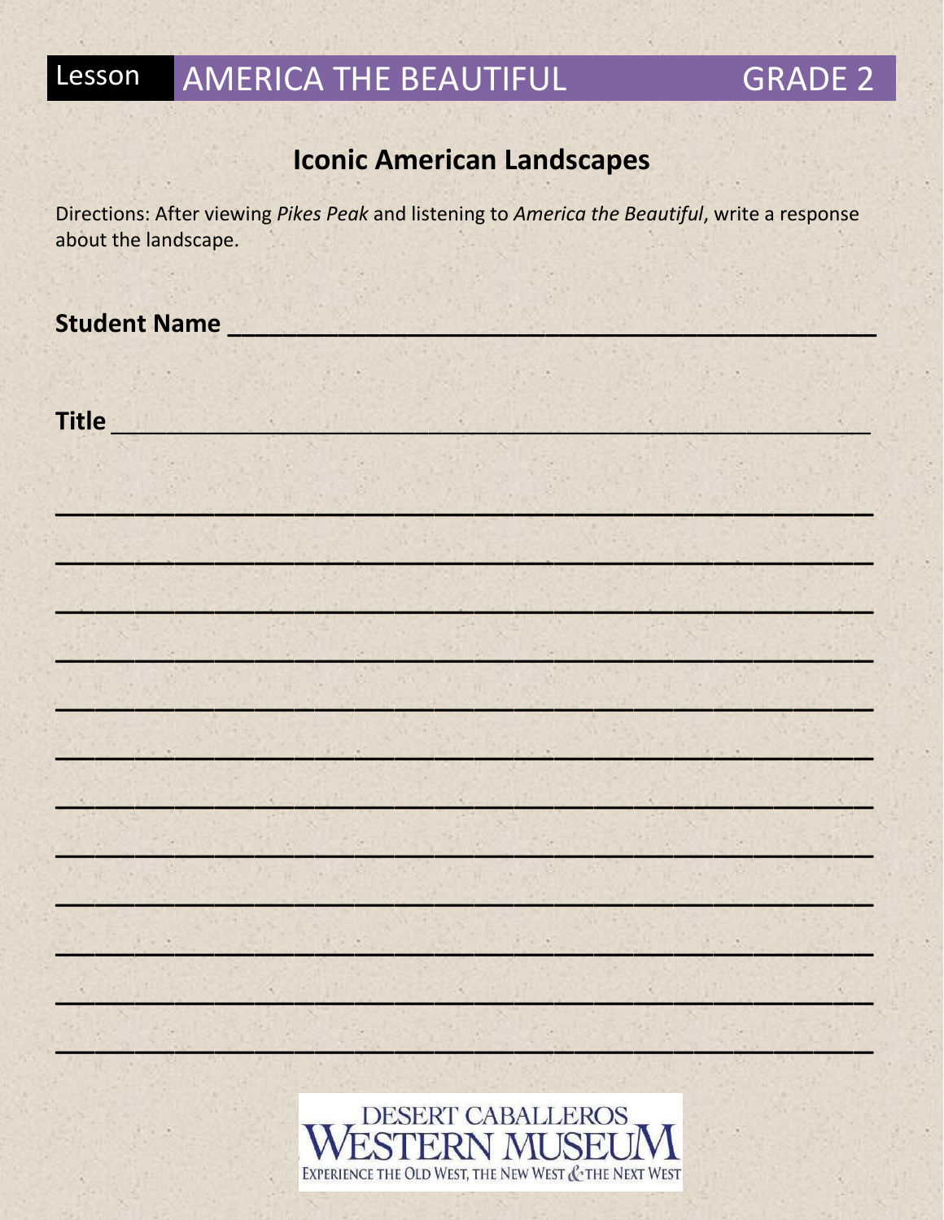Lesson AMERICA THE BEAUTIFUL GRADE 2

## Iconic American Landscapes

Directions: After viewing *Pikes Peak* and listening to *America the Beautiful*, write a response about the landscape.

**Student Name** ______________________________________________

**Title** ______________________________________________

______________________________________________

______________________________________________

______________________________________________

______________________________________________

______________________________________________

______________________________________________

______________________________________________

______________________________________________

______________________________________________

______________________________________________

______________________________________________

______________________________________________

DESERT CABALLEROS WESTERN MUSEUM
EXPERIENCE THE OLD WEST, THE NEW WEST & THE NEXT WEST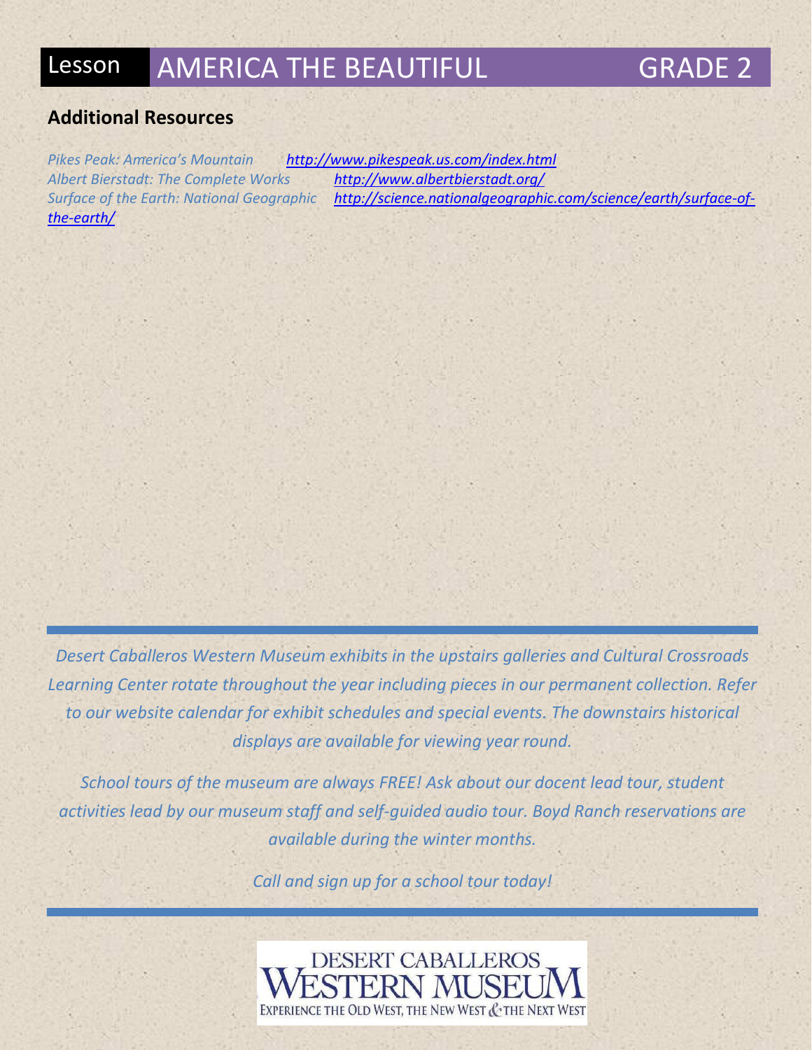## Additional Resources

*Pikes Peak: America's Mountain* [*http://www.pikespeak.us.com/index.html*](http://www.pikespeak.us.com/index.html)
*Albert Bierstadt: The Complete Works* [*http://www.albertbierstadt.org/*](http://www.albertbierstadt.org/)
*Surface of the Earth: National Geographic* [*http://science.nationalgeographic.com/science/earth/surface-of-the-earth/*](http://science.nationalgeographic.com/science/earth/surface-of-the-earth/)

---

*Desert Caballeros Western Museum exhibits in the upstairs galleries and Cultural Crossroads Learning Center rotate throughout the year including pieces in our permanent collection. Refer to our website calendar for exhibit schedules and special events. The downstairs historical displays are available for viewing year round.*

*School tours of the museum are always FREE! Ask about our docent lead tour, student activities lead by our museum staff and self-guided audio tour. Boyd Ranch reservations are available during the winter months.*

*Call and sign up for a school tour today!*

---

DESERT CABALLEROS
WESTERN MUSEUM
EXPERIENCE THE OLD WEST, THE NEW WEST & THE NEXT WEST